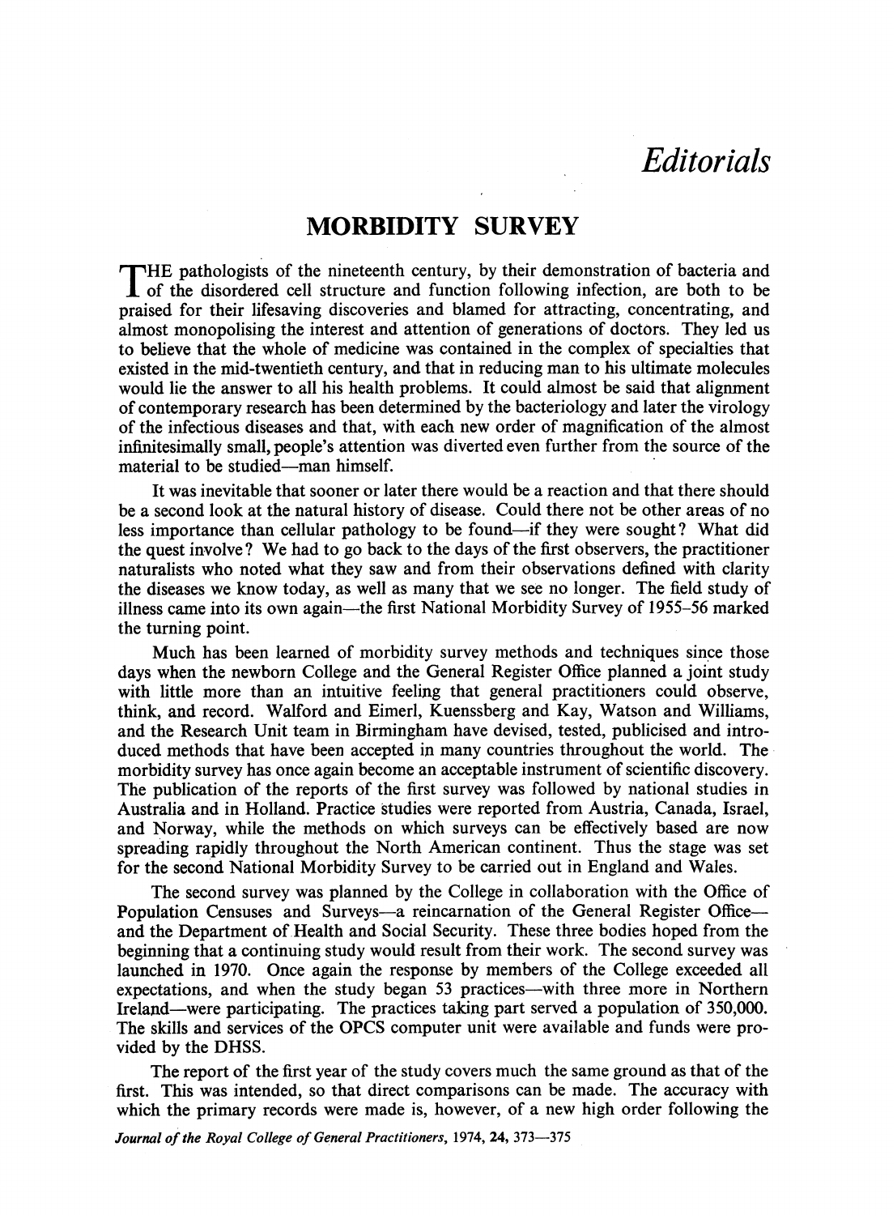# Editorials

## MORBIDITY SURVEY

THE pathologists of the nineteenth century, by their demonstration of bacteria and of the disordered cell structure and function following infection, are both to be praised for their lifesaving discoveries and blamed for attracting, concentrating, and almost monopolising the interest and attention of generations of doctors. They led us to believe that the whole of medicine was contained in the complex of specialties that existed in the mid-twentieth century, and that in reducing man to his ultimate molecules would lie the answer to all his health problems. It could almost be said that alignment of contemporary research has been determined by the bacteriology and later the virology of the infectious diseases and that, with each new order of magnification of the almost infinitesimally small, people's attention was diverted even further from the source of the material to be studied—man himself.

It was inevitable that sooner or later there would be a reaction and that there should be a second look at the natural history of disease. Could there not be other areas of no less importance than cellular pathology to be found—if they were sought? What did the quest involve? We had to go back to the days of the first observers, the practitioner naturalists who noted what they saw and from their observations defined with clarity the diseases we know today, as well as many that we see no longer. The field study of illness came into its own again—the first National Morbidity Survey of 1955–56 marked the turning point.

Much has been learned of morbidity survey methods and techniques since those days when the newborn College and the General Register Office planned a joint study with little more than an intuitive feeling that general practitioners could observe, think, and record. Walford and Eimerl, Kuenssberg and Kay, Watson and Williams, and the Research Unit team in Birmingham have devised, tested, publicised and introduced methods that have been accepted in many countries throughout the world. The morbidity survey has once again become an acceptable instrument of scientific discovery. The publication of the reports of the first survey was followed by national studies in Australia and in Holland. Practice studies were reported from Austria, Canada, Israel, and Norway, while the methods on which surveys can be effectively based are now spreading rapidly throughout the North American continent. Thus the stage was set for the second National Morbidity Survey to be carried out in England and Wales.

The second survey was planned by the College in collaboration with the Office of Population Censuses and Surveys—a reincarnation of the General Register Office—and the Department of Health and Social Security. These three bodies hoped from the beginning that a continuing study would result from their work. The second survey was launched in 1970. Once again the response by members of the College exceeded all expectations, and when the study began 53 practices—with three more in Northern Ireland—were participating. The practices taking part served a population of 350,000. The skills and services of the OPCS computer unit were available and funds were provided by the DHSS.

The report of the first year of the study covers much the same ground as that of the first. This was intended, so that direct comparisons can be made. The accuracy with which the primary records were made is, however, of a new high order following the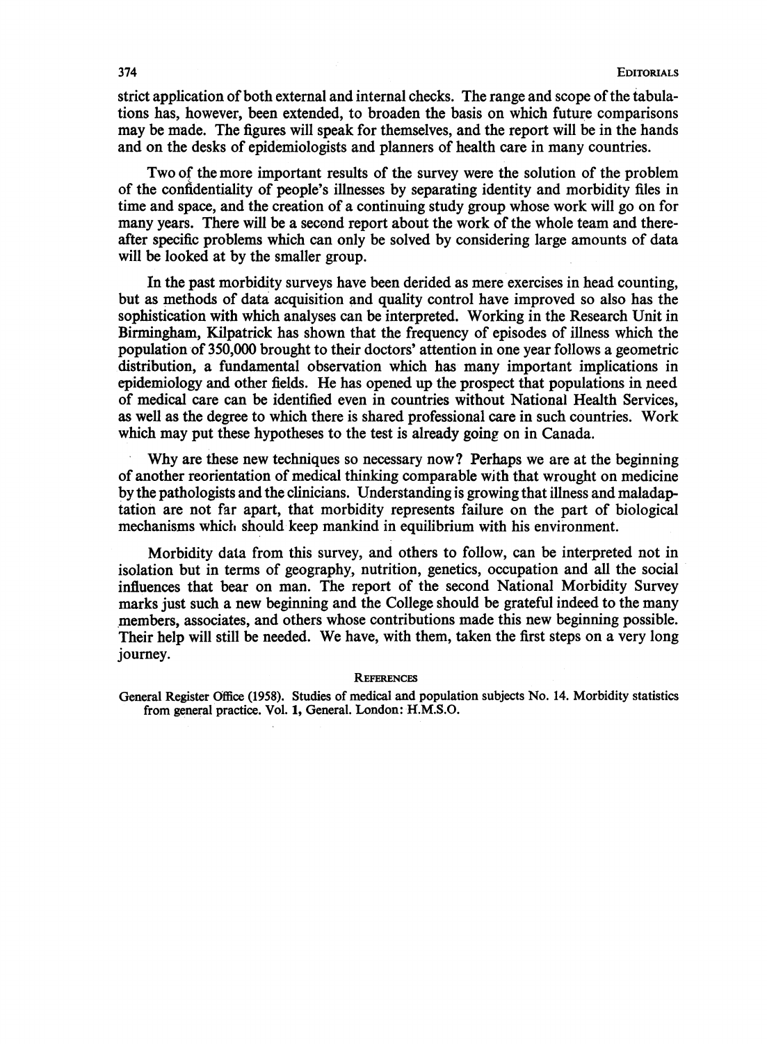strict application of both external and internal checks. The range and scope of the tabulations has, however, been extended, to broaden the basis on which future comparisons may be made. The figures will speak for themselves, and the report will be in the hands and on the desks of epidemiologists and planners of health care in many countries.

Two of the more important results of the survey were the solution of the problem of the confidentiality of people's illnesses by separating identity and morbidity files in time and space, and the creation of a continuing study group whose work will go on for many years. There will be a second report about the work of the whole team and thereafter specific problems which can only be solved by considering large amounts of data will be looked at by the smaller group.

In the past morbidity surveys have been derided as mere exercises in head counting, but as methods of data acquisition and quality control have improved so also has the sophistication with which analyses can be interpreted. Working in the Research Unit in Birmingham, Kilpatrick has shown that the frequency of episodes of illness which the population of 350,000 brought to their doctors' attention in one year follows a geometric distribution, a fundamental observation which has many important implications in epidemiology and other fields. He has opened up the prospect that populations in need of medical care can be identified even in countries without National Health Services, as well as the degree to which there is shared professional care in such countries. Work which may put these hypotheses to the test is already going on in Canada.

Why are these new techniques so necessary now? Perhaps we are at the beginning of another reorientation of medical thinking comparable with that wrought on medicine by the pathologists and the clinicians. Understanding is growing that illness and maladaptation are not far apart, that morbidity represents failure on the part of biological mechanisms which should keep mankind in equilibrium with his environment.

Morbidity data from this survey, and others to follow, can be interpreted not in isolation but in terms of geography, nutrition, genetics, occupation and all the social influences that bear on man. The report of the second National Morbidity Survey marks just such a new beginning and the College should be grateful indeed to the many members, associates, and others whose contributions made this new beginning possible. Their help will still be needed. We have, with them, taken the first steps on a very long journey.

## REFERENCES

General Register Office (1958). Studies of medical and population subjects No. 14. Morbidity statistics from general practice. Vol. **1**, General. London: H.M.S.O.